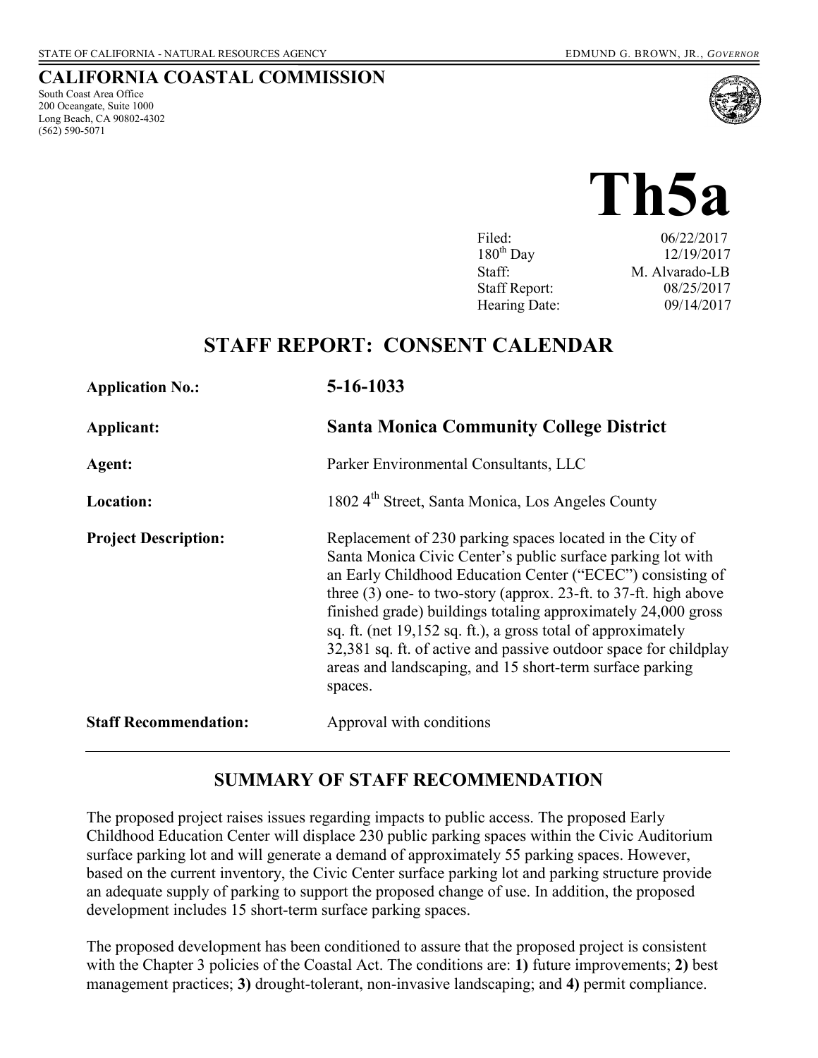STATE OF CALIFORNIA - NATURAL RESOURCES AGENCY EDMUND G. BROWN, JR., *GOVERNOR*

**CALIFORNIA COASTAL COMMISSION**
South Coast Area Office
200 Oceangate, Suite 1000
Long Beach, CA 90802-4302
(562) 590-5071

# Th5a

| | |
|---|---|
| Filed: | 06/22/2017 |
| 180th Day | 12/19/2017 |
| Staff: | M. Alvarado-LB |
| Staff Report: | 08/25/2017 |
| Hearing Date: | 09/14/2017 |

## STAFF REPORT: CONSENT CALENDAR

| | |
|---|---|
| **Application No.:** | **5-16-1033** |
| **Applicant:** | **Santa Monica Community College District** |
| **Agent:** | Parker Environmental Consultants, LLC |
| **Location:** | 1802 4th Street, Santa Monica, Los Angeles County |
| **Project Description:** | Replacement of 230 parking spaces located in the City of Santa Monica Civic Center's public surface parking lot with an Early Childhood Education Center ("ECEC") consisting of three (3) one- to two-story (approx. 23-ft. to 37-ft. high above finished grade) buildings totaling approximately 24,000 gross sq. ft. (net 19,152 sq. ft.), a gross total of approximately 32,381 sq. ft. of active and passive outdoor space for childplay areas and landscaping, and 15 short-term surface parking spaces. |
| **Staff Recommendation:** | Approval with conditions |

## SUMMARY OF STAFF RECOMMENDATION

The proposed project raises issues regarding impacts to public access. The proposed Early Childhood Education Center will displace 230 public parking spaces within the Civic Auditorium surface parking lot and will generate a demand of approximately 55 parking spaces. However, based on the current inventory, the Civic Center surface parking lot and parking structure provide an adequate supply of parking to support the proposed change of use. In addition, the proposed development includes 15 short-term surface parking spaces.

The proposed development has been conditioned to assure that the proposed project is consistent with the Chapter 3 policies of the Coastal Act. The conditions are: **1)** future improvements; **2)** best management practices; **3)** drought-tolerant, non-invasive landscaping; and **4)** permit compliance.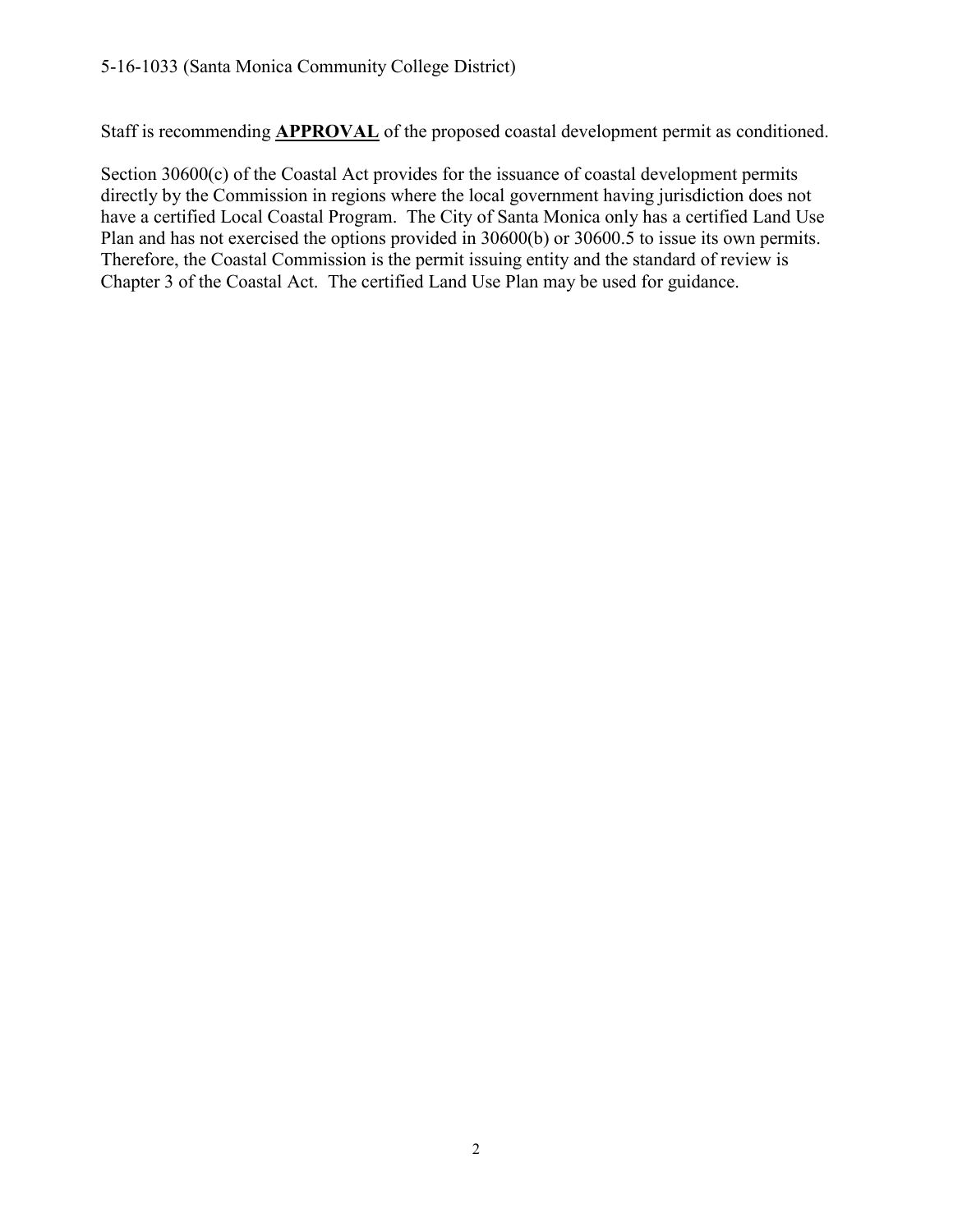Staff is recommending **APPROVAL** of the proposed coastal development permit as conditioned.

Section 30600(c) of the Coastal Act provides for the issuance of coastal development permits directly by the Commission in regions where the local government having jurisdiction does not have a certified Local Coastal Program. The City of Santa Monica only has a certified Land Use Plan and has not exercised the options provided in 30600(b) or 30600.5 to issue its own permits. Therefore, the Coastal Commission is the permit issuing entity and the standard of review is Chapter 3 of the Coastal Act. The certified Land Use Plan may be used for guidance.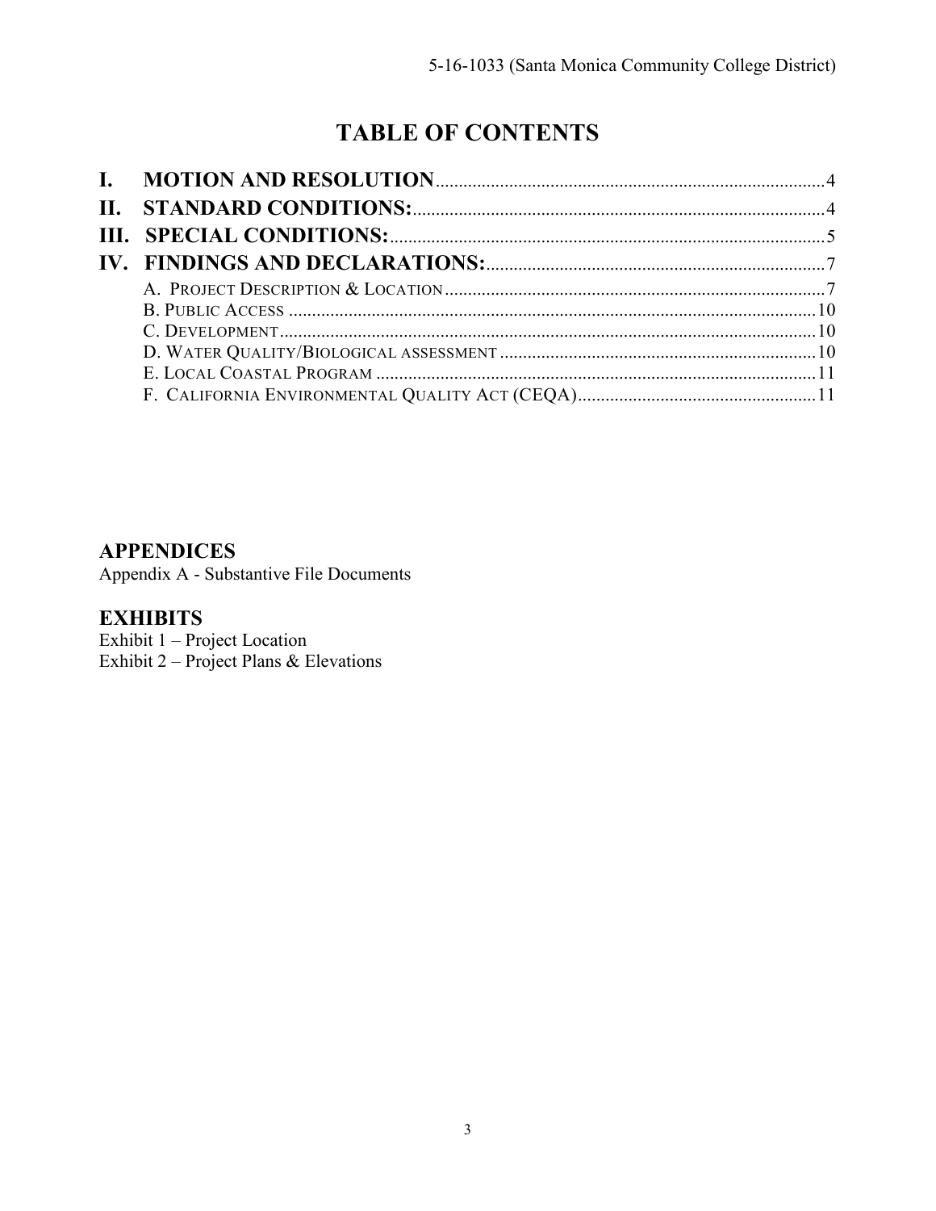# TABLE OF CONTENTS

**I. MOTION AND RESOLUTION** ....................................................................................4
**II. STANDARD CONDITIONS:** .........................................................................................4
**III. SPECIAL CONDITIONS:** .............................................................................................5
**IV. FINDINGS AND DECLARATIONS:** .........................................................................7

- A. PROJECT DESCRIPTION & LOCATION ....................................................................7
- B. PUBLIC ACCESS ...........................................................................................................10
- C. DEVELOPMENT .............................................................................................................10
- D. WATER QUALITY/BIOLOGICAL ASSESSMENT ......................................................10
- E. LOCAL COASTAL PROGRAM ...................................................................................11
- F. CALIFORNIA ENVIRONMENTAL QUALITY ACT (CEQA) ........................................11

## APPENDICES

Appendix A - Substantive File Documents

## EXHIBITS

Exhibit 1 – Project Location
Exhibit 2 – Project Plans & Elevations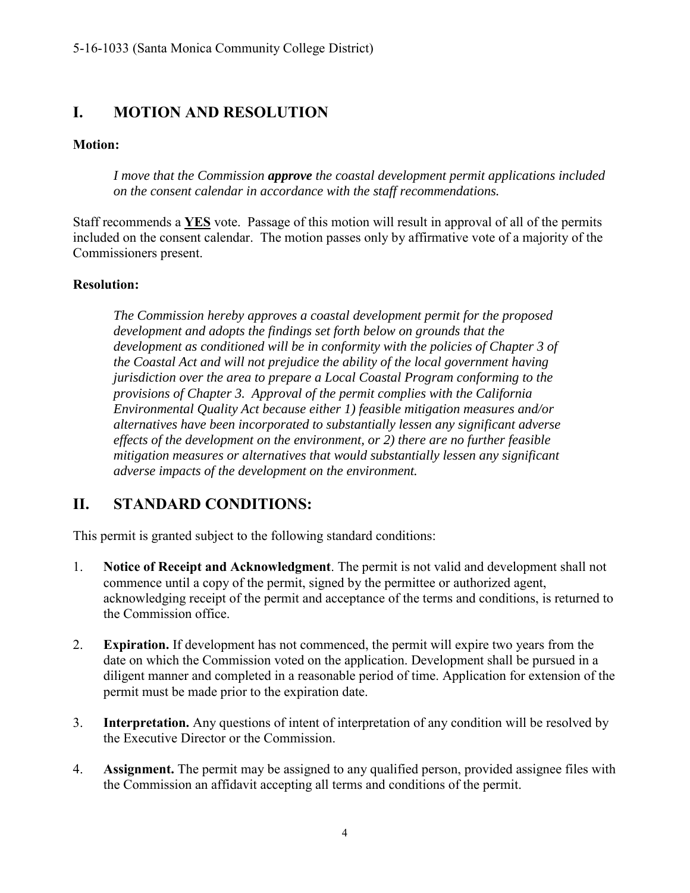## I. MOTION AND RESOLUTION

**Motion:**

> *I move that the Commission **approve** the coastal development permit applications included on the consent calendar in accordance with the staff recommendations.*

Staff recommends a **YES** vote. Passage of this motion will result in approval of all of the permits included on the consent calendar. The motion passes only by affirmative vote of a majority of the Commissioners present.

**Resolution:**

> *The Commission hereby approves a coastal development permit for the proposed development and adopts the findings set forth below on grounds that the development as conditioned will be in conformity with the policies of Chapter 3 of the Coastal Act and will not prejudice the ability of the local government having jurisdiction over the area to prepare a Local Coastal Program conforming to the provisions of Chapter 3. Approval of the permit complies with the California Environmental Quality Act because either 1) feasible mitigation measures and/or alternatives have been incorporated to substantially lessen any significant adverse effects of the development on the environment, or 2) there are no further feasible mitigation measures or alternatives that would substantially lessen any significant adverse impacts of the development on the environment.*

## II. STANDARD CONDITIONS:

This permit is granted subject to the following standard conditions:

1. **Notice of Receipt and Acknowledgment**. The permit is not valid and development shall not commence until a copy of the permit, signed by the permittee or authorized agent, acknowledging receipt of the permit and acceptance of the terms and conditions, is returned to the Commission office.

2. **Expiration.** If development has not commenced, the permit will expire two years from the date on which the Commission voted on the application. Development shall be pursued in a diligent manner and completed in a reasonable period of time. Application for extension of the permit must be made prior to the expiration date.

3. **Interpretation.** Any questions of intent of interpretation of any condition will be resolved by the Executive Director or the Commission.

4. **Assignment.** The permit may be assigned to any qualified person, provided assignee files with the Commission an affidavit accepting all terms and conditions of the permit.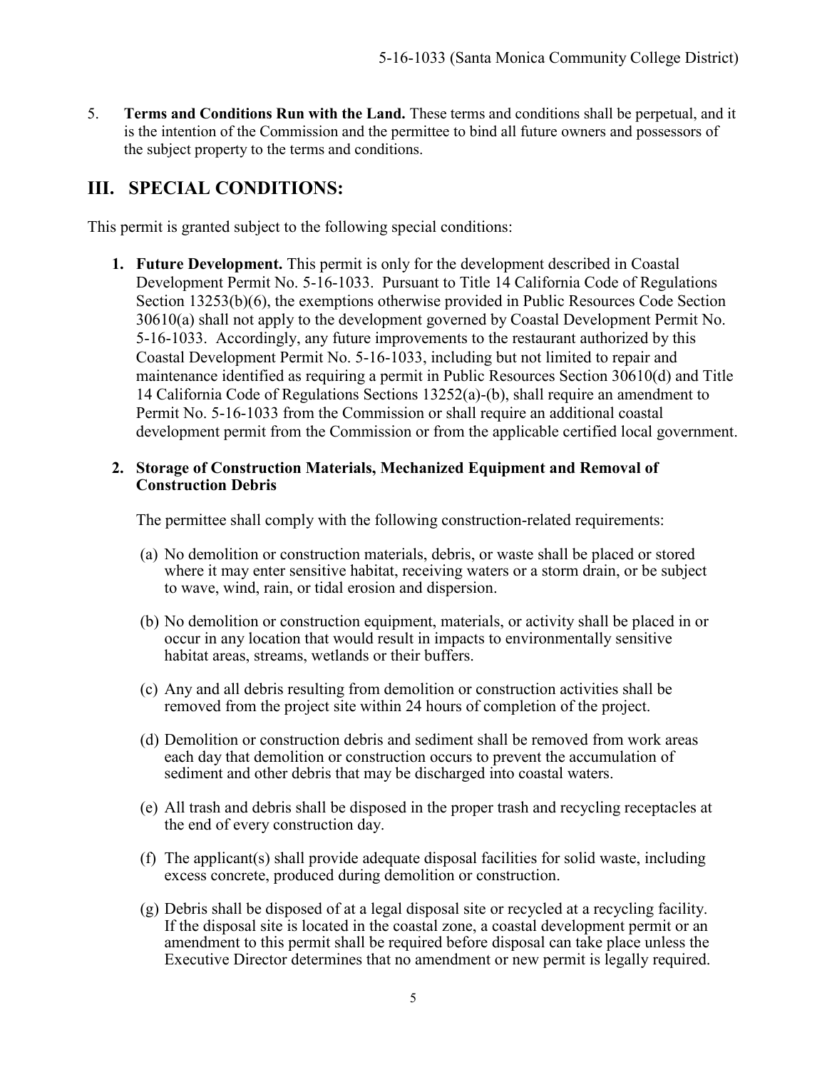5. **Terms and Conditions Run with the Land.** These terms and conditions shall be perpetual, and it is the intention of the Commission and the permittee to bind all future owners and possessors of the subject property to the terms and conditions.

## III. SPECIAL CONDITIONS:

This permit is granted subject to the following special conditions:

1. **Future Development.** This permit is only for the development described in Coastal Development Permit No. 5-16-1033. Pursuant to Title 14 California Code of Regulations Section 13253(b)(6), the exemptions otherwise provided in Public Resources Code Section 30610(a) shall not apply to the development governed by Coastal Development Permit No. 5-16-1033. Accordingly, any future improvements to the restaurant authorized by this Coastal Development Permit No. 5-16-1033, including but not limited to repair and maintenance identified as requiring a permit in Public Resources Section 30610(d) and Title 14 California Code of Regulations Sections 13252(a)-(b), shall require an amendment to Permit No. 5-16-1033 from the Commission or shall require an additional coastal development permit from the Commission or from the applicable certified local government.

2. **Storage of Construction Materials, Mechanized Equipment and Removal of Construction Debris**

   The permittee shall comply with the following construction-related requirements:

   (a) No demolition or construction materials, debris, or waste shall be placed or stored where it may enter sensitive habitat, receiving waters or a storm drain, or be subject to wave, wind, rain, or tidal erosion and dispersion.

   (b) No demolition or construction equipment, materials, or activity shall be placed in or occur in any location that would result in impacts to environmentally sensitive habitat areas, streams, wetlands or their buffers.

   (c) Any and all debris resulting from demolition or construction activities shall be removed from the project site within 24 hours of completion of the project.

   (d) Demolition or construction debris and sediment shall be removed from work areas each day that demolition or construction occurs to prevent the accumulation of sediment and other debris that may be discharged into coastal waters.

   (e) All trash and debris shall be disposed in the proper trash and recycling receptacles at the end of every construction day.

   (f) The applicant(s) shall provide adequate disposal facilities for solid waste, including excess concrete, produced during demolition or construction.

   (g) Debris shall be disposed of at a legal disposal site or recycled at a recycling facility. If the disposal site is located in the coastal zone, a coastal development permit or an amendment to this permit shall be required before disposal can take place unless the Executive Director determines that no amendment or new permit is legally required.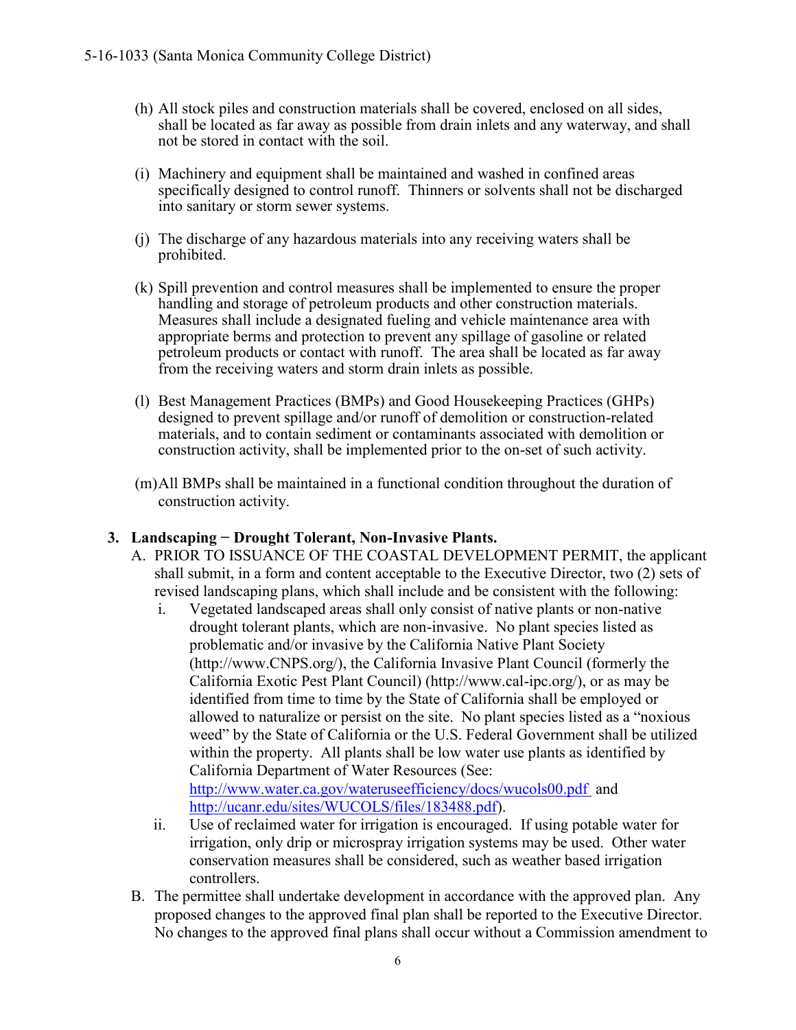(h) All stock piles and construction materials shall be covered, enclosed on all sides, shall be located as far away as possible from drain inlets and any waterway, and shall not be stored in contact with the soil.

(i) Machinery and equipment shall be maintained and washed in confined areas specifically designed to control runoff. Thinners or solvents shall not be discharged into sanitary or storm sewer systems.

(j) The discharge of any hazardous materials into any receiving waters shall be prohibited.

(k) Spill prevention and control measures shall be implemented to ensure the proper handling and storage of petroleum products and other construction materials. Measures shall include a designated fueling and vehicle maintenance area with appropriate berms and protection to prevent any spillage of gasoline or related petroleum products or contact with runoff. The area shall be located as far away from the receiving waters and storm drain inlets as possible.

(l) Best Management Practices (BMPs) and Good Housekeeping Practices (GHPs) designed to prevent spillage and/or runoff of demolition or construction-related materials, and to contain sediment or contaminants associated with demolition or construction activity, shall be implemented prior to the on-set of such activity.

(m) All BMPs shall be maintained in a functional condition throughout the duration of construction activity.

**3. Landscaping − Drought Tolerant, Non-Invasive Plants.**

A. PRIOR TO ISSUANCE OF THE COASTAL DEVELOPMENT PERMIT, the applicant shall submit, in a form and content acceptable to the Executive Director, two (2) sets of revised landscaping plans, which shall include and be consistent with the following:

   i. Vegetated landscaped areas shall only consist of native plants or non-native drought tolerant plants, which are non-invasive. No plant species listed as problematic and/or invasive by the California Native Plant Society (http://www.CNPS.org/), the California Invasive Plant Council (formerly the California Exotic Pest Plant Council) (http://www.cal-ipc.org/), or as may be identified from time to time by the State of California shall be employed or allowed to naturalize or persist on the site. No plant species listed as a "noxious weed" by the State of California or the U.S. Federal Government shall be utilized within the property. All plants shall be low water use plants as identified by California Department of Water Resources (See: http://www.water.ca.gov/wateruseefficiency/docs/wucols00.pdf and http://ucanr.edu/sites/WUCOLS/files/183488.pdf).

   ii. Use of reclaimed water for irrigation is encouraged. If using potable water for irrigation, only drip or microspray irrigation systems may be used. Other water conservation measures shall be considered, such as weather based irrigation controllers.

B. The permittee shall undertake development in accordance with the approved plan. Any proposed changes to the approved final plan shall be reported to the Executive Director. No changes to the approved final plans shall occur without a Commission amendment to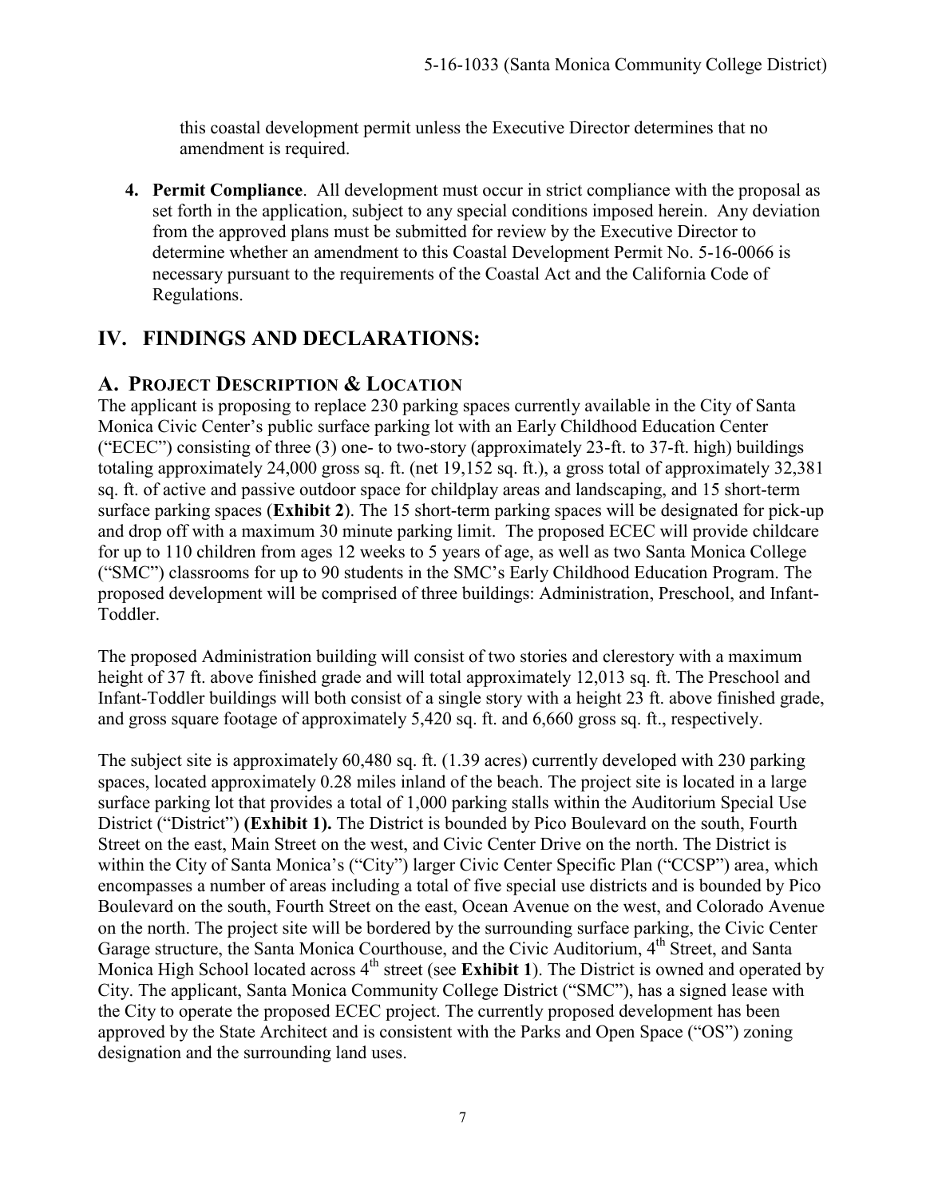this coastal development permit unless the Executive Director determines that no amendment is required.

4. **Permit Compliance**. All development must occur in strict compliance with the proposal as set forth in the application, subject to any special conditions imposed herein. Any deviation from the approved plans must be submitted for review by the Executive Director to determine whether an amendment to this Coastal Development Permit No. 5-16-0066 is necessary pursuant to the requirements of the Coastal Act and the California Code of Regulations.

# IV. FINDINGS AND DECLARATIONS:

## A. PROJECT DESCRIPTION & LOCATION

The applicant is proposing to replace 230 parking spaces currently available in the City of Santa Monica Civic Center's public surface parking lot with an Early Childhood Education Center ("ECEC") consisting of three (3) one- to two-story (approximately 23-ft. to 37-ft. high) buildings totaling approximately 24,000 gross sq. ft. (net 19,152 sq. ft.), a gross total of approximately 32,381 sq. ft. of active and passive outdoor space for childplay areas and landscaping, and 15 short-term surface parking spaces (**Exhibit 2**). The 15 short-term parking spaces will be designated for pick-up and drop off with a maximum 30 minute parking limit. The proposed ECEC will provide childcare for up to 110 children from ages 12 weeks to 5 years of age, as well as two Santa Monica College ("SMC") classrooms for up to 90 students in the SMC's Early Childhood Education Program. The proposed development will be comprised of three buildings: Administration, Preschool, and Infant-Toddler.

The proposed Administration building will consist of two stories and clerestory with a maximum height of 37 ft. above finished grade and will total approximately 12,013 sq. ft. The Preschool and Infant-Toddler buildings will both consist of a single story with a height 23 ft. above finished grade, and gross square footage of approximately 5,420 sq. ft. and 6,660 gross sq. ft., respectively.

The subject site is approximately 60,480 sq. ft. (1.39 acres) currently developed with 230 parking spaces, located approximately 0.28 miles inland of the beach. The project site is located in a large surface parking lot that provides a total of 1,000 parking stalls within the Auditorium Special Use District ("District") **(Exhibit 1).** The District is bounded by Pico Boulevard on the south, Fourth Street on the east, Main Street on the west, and Civic Center Drive on the north. The District is within the City of Santa Monica's ("City") larger Civic Center Specific Plan ("CCSP") area, which encompasses a number of areas including a total of five special use districts and is bounded by Pico Boulevard on the south, Fourth Street on the east, Ocean Avenue on the west, and Colorado Avenue on the north. The project site will be bordered by the surrounding surface parking, the Civic Center Garage structure, the Santa Monica Courthouse, and the Civic Auditorium, 4th Street, and Santa Monica High School located across 4th street (see **Exhibit 1**). The District is owned and operated by City. The applicant, Santa Monica Community College District ("SMC"), has a signed lease with the City to operate the proposed ECEC project. The currently proposed development has been approved by the State Architect and is consistent with the Parks and Open Space ("OS") zoning designation and the surrounding land uses.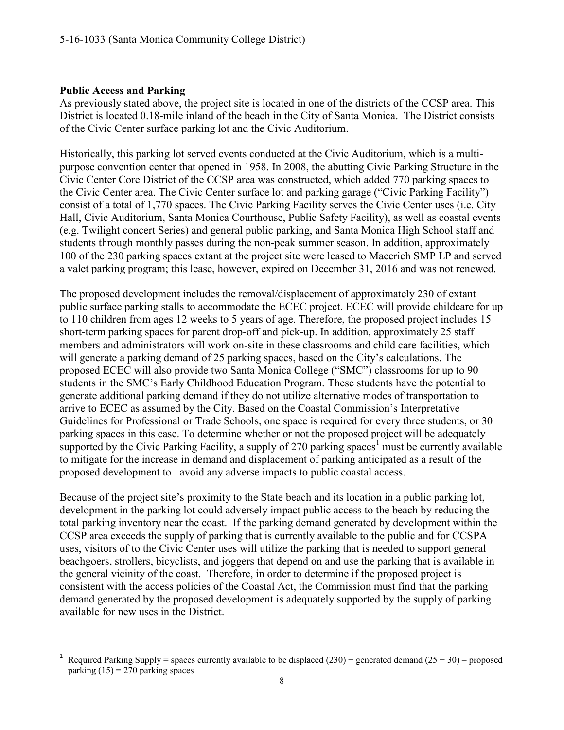**Public Access and Parking**

As previously stated above, the project site is located in one of the districts of the CCSP area. This District is located 0.18-mile inland of the beach in the City of Santa Monica. The District consists of the Civic Center surface parking lot and the Civic Auditorium.

Historically, this parking lot served events conducted at the Civic Auditorium, which is a multi-purpose convention center that opened in 1958. In 2008, the abutting Civic Parking Structure in the Civic Center Core District of the CCSP area was constructed, which added 770 parking spaces to the Civic Center area. The Civic Center surface lot and parking garage ("Civic Parking Facility") consist of a total of 1,770 spaces. The Civic Parking Facility serves the Civic Center uses (i.e. City Hall, Civic Auditorium, Santa Monica Courthouse, Public Safety Facility), as well as coastal events (e.g. Twilight concert Series) and general public parking, and Santa Monica High School staff and students through monthly passes during the non-peak summer season. In addition, approximately 100 of the 230 parking spaces extant at the project site were leased to Macerich SMP LP and served a valet parking program; this lease, however, expired on December 31, 2016 and was not renewed.

The proposed development includes the removal/displacement of approximately 230 of extant public surface parking stalls to accommodate the ECEC project. ECEC will provide childcare for up to 110 children from ages 12 weeks to 5 years of age. Therefore, the proposed project includes 15 short-term parking spaces for parent drop-off and pick-up. In addition, approximately 25 staff members and administrators will work on-site in these classrooms and child care facilities, which will generate a parking demand of 25 parking spaces, based on the City's calculations. The proposed ECEC will also provide two Santa Monica College ("SMC") classrooms for up to 90 students in the SMC's Early Childhood Education Program. These students have the potential to generate additional parking demand if they do not utilize alternative modes of transportation to arrive to ECEC as assumed by the City. Based on the Coastal Commission's Interpretative Guidelines for Professional or Trade Schools, one space is required for every three students, or 30 parking spaces in this case. To determine whether or not the proposed project will be adequately supported by the Civic Parking Facility, a supply of 270 parking spaces[1] must be currently available to mitigate for the increase in demand and displacement of parking anticipated as a result of the proposed development to avoid any adverse impacts to public coastal access.

Because of the project site's proximity to the State beach and its location in a public parking lot, development in the parking lot could adversely impact public access to the beach by reducing the total parking inventory near the coast. If the parking demand generated by development within the CCSP area exceeds the supply of parking that is currently available to the public and for CCSPA uses, visitors of to the Civic Center uses will utilize the parking that is needed to support general beachgoers, strollers, bicyclists, and joggers that depend on and use the parking that is available in the general vicinity of the coast. Therefore, in order to determine if the proposed project is consistent with the access policies of the Coastal Act, the Commission must find that the parking demand generated by the proposed development is adequately supported by the supply of parking available for new uses in the District.

[1] Required Parking Supply = spaces currently available to be displaced (230) + generated demand (25 + 30) – proposed parking (15) = 270 parking spaces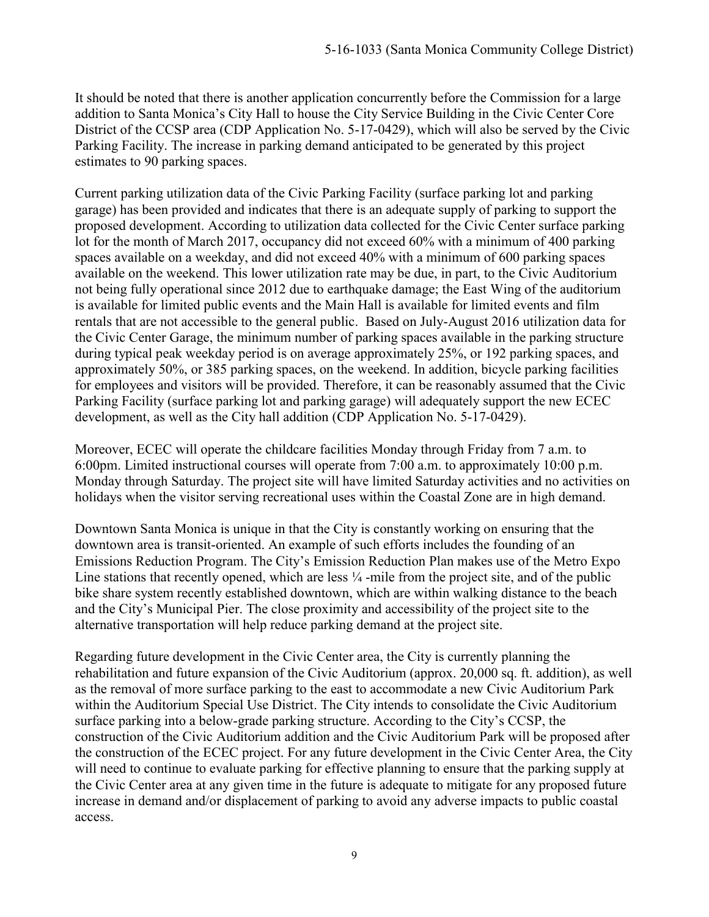It should be noted that there is another application concurrently before the Commission for a large addition to Santa Monica's City Hall to house the City Service Building in the Civic Center Core District of the CCSP area (CDP Application No. 5-17-0429), which will also be served by the Civic Parking Facility. The increase in parking demand anticipated to be generated by this project estimates to 90 parking spaces.

Current parking utilization data of the Civic Parking Facility (surface parking lot and parking garage) has been provided and indicates that there is an adequate supply of parking to support the proposed development. According to utilization data collected for the Civic Center surface parking lot for the month of March 2017, occupancy did not exceed 60% with a minimum of 400 parking spaces available on a weekday, and did not exceed 40% with a minimum of 600 parking spaces available on the weekend. This lower utilization rate may be due, in part, to the Civic Auditorium not being fully operational since 2012 due to earthquake damage; the East Wing of the auditorium is available for limited public events and the Main Hall is available for limited events and film rentals that are not accessible to the general public. Based on July-August 2016 utilization data for the Civic Center Garage, the minimum number of parking spaces available in the parking structure during typical peak weekday period is on average approximately 25%, or 192 parking spaces, and approximately 50%, or 385 parking spaces, on the weekend. In addition, bicycle parking facilities for employees and visitors will be provided. Therefore, it can be reasonably assumed that the Civic Parking Facility (surface parking lot and parking garage) will adequately support the new ECEC development, as well as the City hall addition (CDP Application No. 5-17-0429).

Moreover, ECEC will operate the childcare facilities Monday through Friday from 7 a.m. to 6:00pm. Limited instructional courses will operate from 7:00 a.m. to approximately 10:00 p.m. Monday through Saturday. The project site will have limited Saturday activities and no activities on holidays when the visitor serving recreational uses within the Coastal Zone are in high demand.

Downtown Santa Monica is unique in that the City is constantly working on ensuring that the downtown area is transit-oriented. An example of such efforts includes the founding of an Emissions Reduction Program. The City's Emission Reduction Plan makes use of the Metro Expo Line stations that recently opened, which are less ¼ -mile from the project site, and of the public bike share system recently established downtown, which are within walking distance to the beach and the City's Municipal Pier. The close proximity and accessibility of the project site to the alternative transportation will help reduce parking demand at the project site.

Regarding future development in the Civic Center area, the City is currently planning the rehabilitation and future expansion of the Civic Auditorium (approx. 20,000 sq. ft. addition), as well as the removal of more surface parking to the east to accommodate a new Civic Auditorium Park within the Auditorium Special Use District. The City intends to consolidate the Civic Auditorium surface parking into a below-grade parking structure. According to the City's CCSP, the construction of the Civic Auditorium addition and the Civic Auditorium Park will be proposed after the construction of the ECEC project. For any future development in the Civic Center Area, the City will need to continue to evaluate parking for effective planning to ensure that the parking supply at the Civic Center area at any given time in the future is adequate to mitigate for any proposed future increase in demand and/or displacement of parking to avoid any adverse impacts to public coastal access.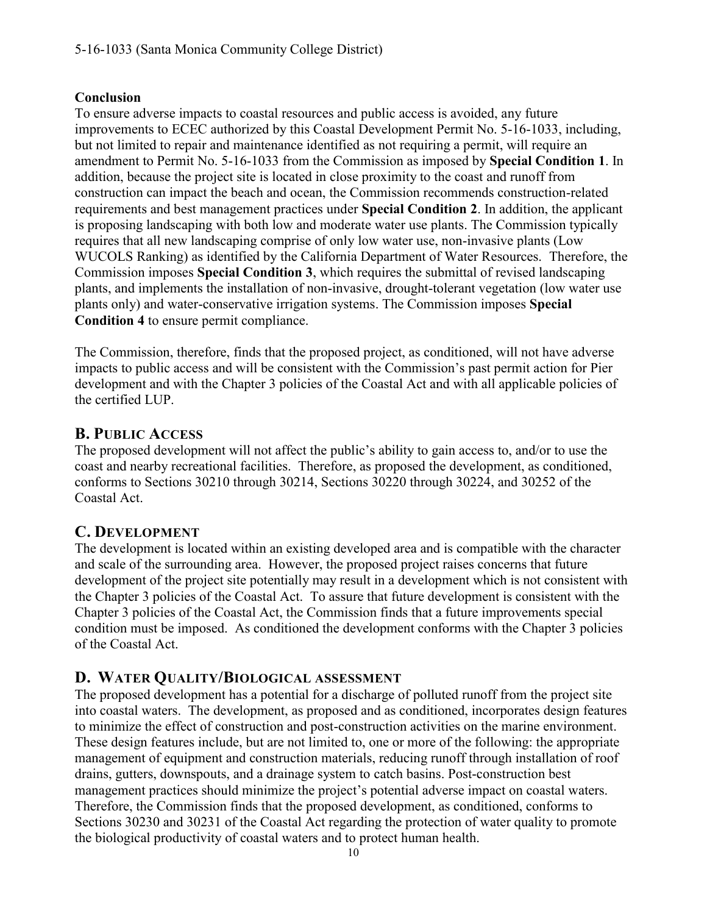**Conclusion**

To ensure adverse impacts to coastal resources and public access is avoided, any future improvements to ECEC authorized by this Coastal Development Permit No. 5-16-1033, including, but not limited to repair and maintenance identified as not requiring a permit, will require an amendment to Permit No. 5-16-1033 from the Commission as imposed by **Special Condition 1**. In addition, because the project site is located in close proximity to the coast and runoff from construction can impact the beach and ocean, the Commission recommends construction-related requirements and best management practices under **Special Condition 2**. In addition, the applicant is proposing landscaping with both low and moderate water use plants. The Commission typically requires that all new landscaping comprise of only low water use, non-invasive plants (Low WUCOLS Ranking) as identified by the California Department of Water Resources. Therefore, the Commission imposes **Special Condition 3**, which requires the submittal of revised landscaping plants, and implements the installation of non-invasive, drought-tolerant vegetation (low water use plants only) and water-conservative irrigation systems. The Commission imposes **Special Condition 4** to ensure permit compliance.

The Commission, therefore, finds that the proposed project, as conditioned, will not have adverse impacts to public access and will be consistent with the Commission's past permit action for Pier development and with the Chapter 3 policies of the Coastal Act and with all applicable policies of the certified LUP.

## B. Public Access

The proposed development will not affect the public's ability to gain access to, and/or to use the coast and nearby recreational facilities. Therefore, as proposed the development, as conditioned, conforms to Sections 30210 through 30214, Sections 30220 through 30224, and 30252 of the Coastal Act.

## C. Development

The development is located within an existing developed area and is compatible with the character and scale of the surrounding area. However, the proposed project raises concerns that future development of the project site potentially may result in a development which is not consistent with the Chapter 3 policies of the Coastal Act. To assure that future development is consistent with the Chapter 3 policies of the Coastal Act, the Commission finds that a future improvements special condition must be imposed. As conditioned the development conforms with the Chapter 3 policies of the Coastal Act.

## D. Water Quality/Biological Assessment

The proposed development has a potential for a discharge of polluted runoff from the project site into coastal waters. The development, as proposed and as conditioned, incorporates design features to minimize the effect of construction and post-construction activities on the marine environment. These design features include, but are not limited to, one or more of the following: the appropriate management of equipment and construction materials, reducing runoff through installation of roof drains, gutters, downspouts, and a drainage system to catch basins. Post-construction best management practices should minimize the project's potential adverse impact on coastal waters. Therefore, the Commission finds that the proposed development, as conditioned, conforms to Sections 30230 and 30231 of the Coastal Act regarding the protection of water quality to promote the biological productivity of coastal waters and to protect human health.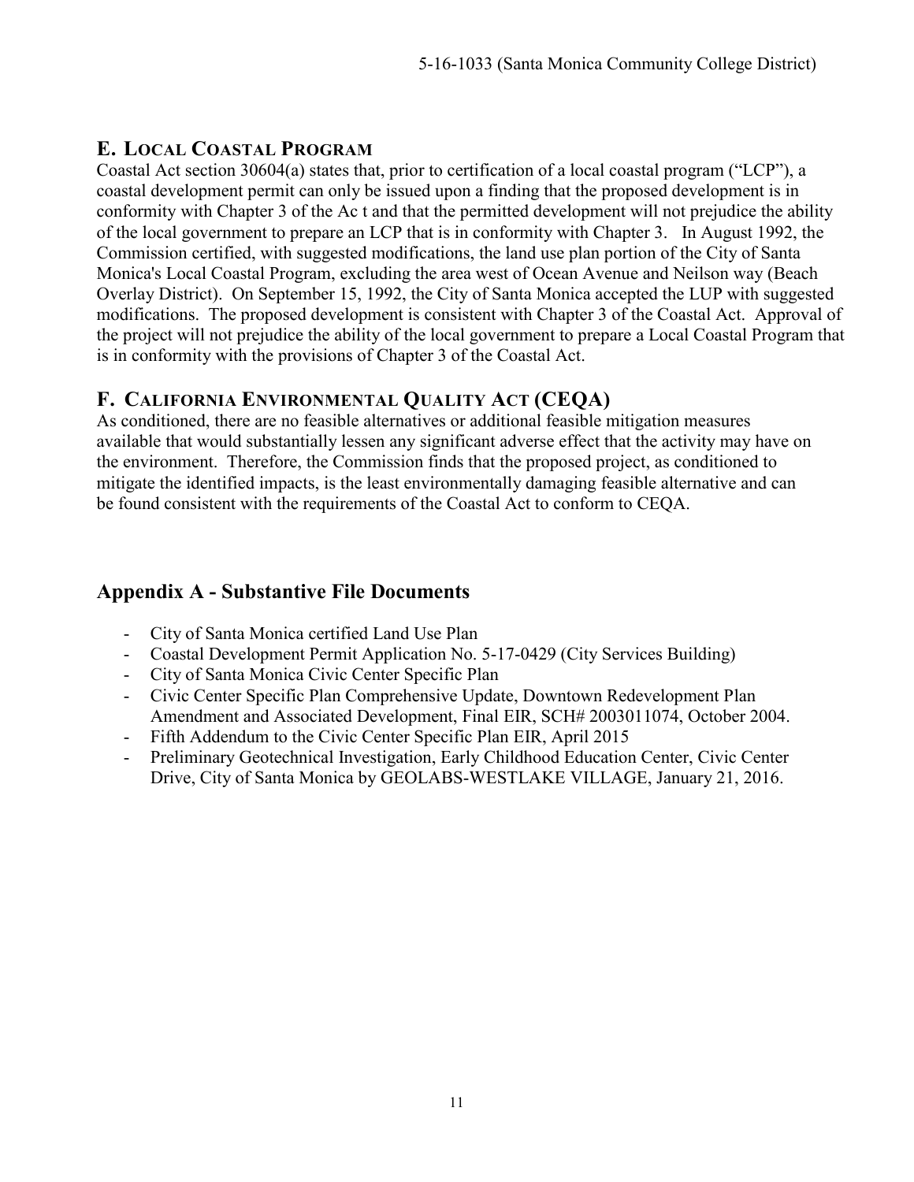## E. Local Coastal Program

Coastal Act section 30604(a) states that, prior to certification of a local coastal program ("LCP"), a coastal development permit can only be issued upon a finding that the proposed development is in conformity with Chapter 3 of the Ac t and that the permitted development will not prejudice the ability of the local government to prepare an LCP that is in conformity with Chapter 3. In August 1992, the Commission certified, with suggested modifications, the land use plan portion of the City of Santa Monica's Local Coastal Program, excluding the area west of Ocean Avenue and Neilson way (Beach Overlay District). On September 15, 1992, the City of Santa Monica accepted the LUP with suggested modifications. The proposed development is consistent with Chapter 3 of the Coastal Act. Approval of the project will not prejudice the ability of the local government to prepare a Local Coastal Program that is in conformity with the provisions of Chapter 3 of the Coastal Act.

## F. California Environmental Quality Act (CEQA)

As conditioned, there are no feasible alternatives or additional feasible mitigation measures available that would substantially lessen any significant adverse effect that the activity may have on the environment. Therefore, the Commission finds that the proposed project, as conditioned to mitigate the identified impacts, is the least environmentally damaging feasible alternative and can be found consistent with the requirements of the Coastal Act to conform to CEQA.

# Appendix A - Substantive File Documents

- City of Santa Monica certified Land Use Plan
- Coastal Development Permit Application No. 5-17-0429 (City Services Building)
- City of Santa Monica Civic Center Specific Plan
- Civic Center Specific Plan Comprehensive Update, Downtown Redevelopment Plan Amendment and Associated Development, Final EIR, SCH# 2003011074, October 2004.
- Fifth Addendum to the Civic Center Specific Plan EIR, April 2015
- Preliminary Geotechnical Investigation, Early Childhood Education Center, Civic Center Drive, City of Santa Monica by GEOLABS-WESTLAKE VILLAGE, January 21, 2016.